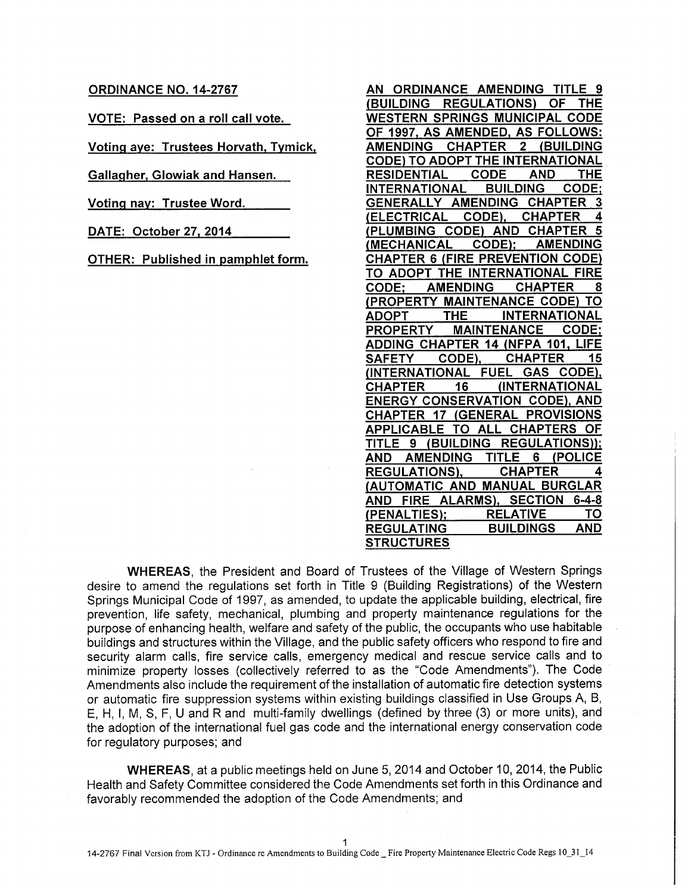**ORDINANCE NO. 14-2767**

**VOTE: Passed on a roll call vote.**

**Voting aye: Trustees Horvath, Tymick, Gallagher, Glowiak and Hansen.**

**Voting nay: Trustee Word.**

**DATE: October 27, 2014**

**OTHER: Published in pamphlet form.**

**AN ORDINANCE AMENDING TITLE 9 (BUILDING REGULATIONS) OF THE WESTERN SPRINGS MUNICIPAL CODE OF 1997, AS AMENDED, AS FOLLOWS: AMENDING CHAPTER 2 (BUILDING CODE) TO ADOPT THE INTERNATIONAL RESIDENTIAL CODE AND THE INTERNATIONAL BUILDING CODE; GENERALLY AMENDING CHAPTER 3 (ELECTRICAL CODE), CHAPTER 4 (PLUMBING CODE) AND CHAPTER 5 (MECHANICAL CODE); AMENDING CHAPTER 6 (FIRE PREVENTION CODE) TO ADOPT THE INTERNATIONAL FIRE CODE; AMENDING CHAPTER 8 (PROPERTY MAINTENANCE CODE) TO ADOPT THE INTERNATIONAL PROPERTY MAINTENANCE CODE; ADDING CHAPTER 14 (NFPA 101, LIFE SAFETY CODE), CHAPTER 15 (INTERNATIONAL FUEL GAS CODE), CHAPTER 16 (INTERNATIONAL ENERGY CONSERVATION CODE), AND CHAPTER 17 (GENERAL PROVISIONS APPLICABLE TO ALL CHAPTERS OF TITLE 9 (BUILDING REGULATIONS)); AND AMENDING TITLE 6 (POLICE REGULATIONS), CHAPTER 4 (AUTOMATIC AND MANUAL BURGLAR AND FIRE ALARMS), SECTION 6-4-8 (PENALTIES); RELATIVE TO REGULATING BUILDINGS AND STRUCTURES**

**WHEREAS**, the President and Board of Trustees of the Village of Western Springs desire to amend the regulations set forth in Title 9 (Building Registrations) of the Western Springs Municipal Code of 1997, as amended, to update the applicable building, electrical, fire prevention, life safety, mechanical, plumbing and property maintenance regulations for the purpose of enhancing health, welfare and safety of the public, the occupants who use habitable buildings and structures within the Village, and the public safety officers who respond to fire and security alarm calls, fire service calls, emergency medical and rescue service calls and to minimize property losses (collectively referred to as the "Code Amendments"). The Code Amendments also include the requirement of the installation of automatic fire detection systems or automatic fire suppression systems within existing buildings classified in Use Groups A, B, E, H, I, M, S, F, U and R and multi-family dwellings (defined by three (3) or more units), and the adoption of the international fuel gas code and the international energy conservation code for regulatory purposes; and

**WHEREAS**, at a public meetings held on June 5, 2014 and October 10, 2014, the Public Health and Safety Committee considered the Code Amendments set forth in this Ordinance and favorably recommended the adoption of the Code Amendments; and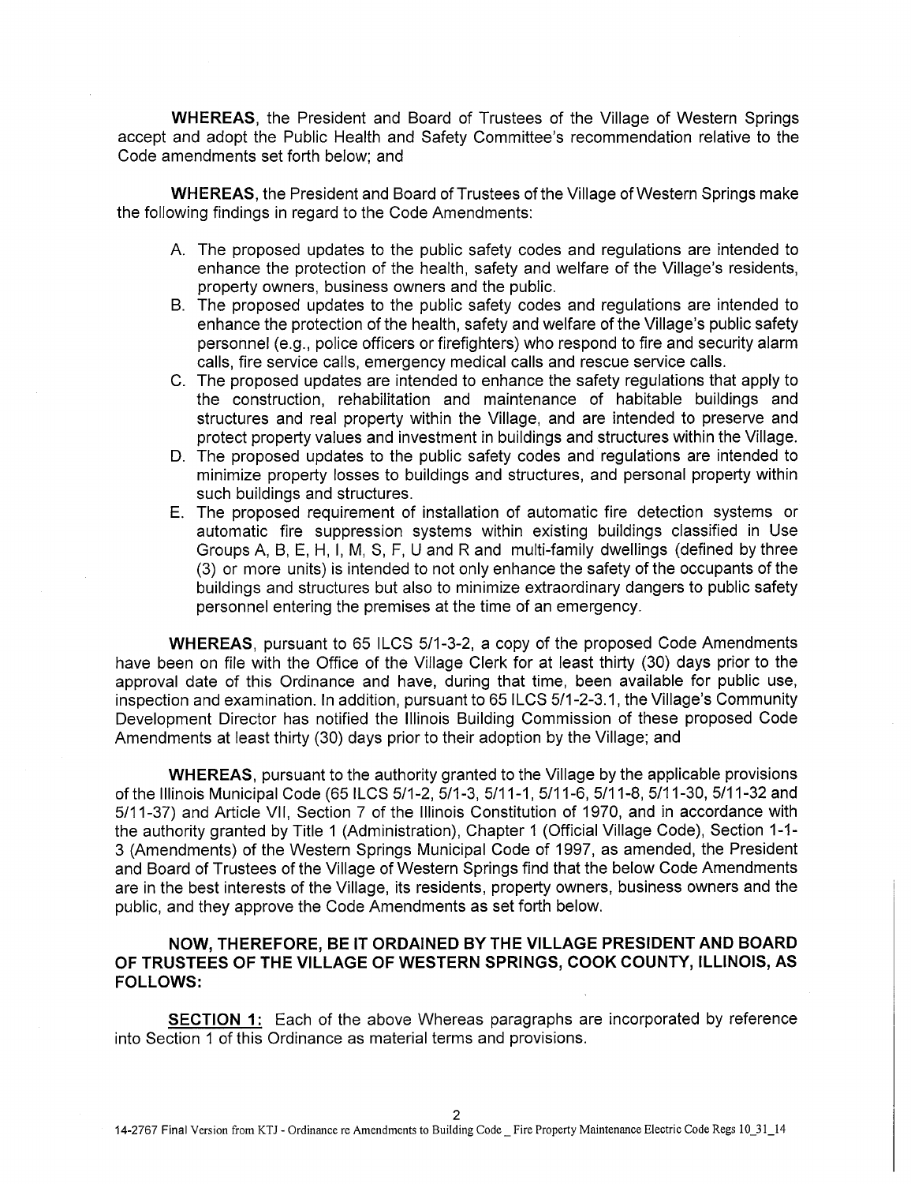**WHEREAS**, the President and Board of Trustees of the Village of Western Springs accept and adopt the Public Health and Safety Committee's recommendation relative to the Code amendments set forth below; and

**WHEREAS**, the President and Board of Trustees of the Village of Western Springs make the following findings in regard to the Code Amendments:

A. The proposed updates to the public safety codes and regulations are intended to enhance the protection of the health, safety and welfare of the Village's residents, property owners, business owners and the public.
B. The proposed updates to the public safety codes and regulations are intended to enhance the protection of the health, safety and welfare of the Village's public safety personnel (e.g., police officers or firefighters) who respond to fire and security alarm calls, fire service calls, emergency medical calls and rescue service calls.
C. The proposed updates are intended to enhance the safety regulations that apply to the construction, rehabilitation and maintenance of habitable buildings and structures and real property within the Village, and are intended to preserve and protect property values and investment in buildings and structures within the Village.
D. The proposed updates to the public safety codes and regulations are intended to minimize property losses to buildings and structures, and personal property within such buildings and structures.
E. The proposed requirement of installation of automatic fire detection systems or automatic fire suppression systems within existing buildings classified in Use Groups A, B, E, H, I, M, S, F, U and R and multi-family dwellings (defined by three (3) or more units) is intended to not only enhance the safety of the occupants of the buildings and structures but also to minimize extraordinary dangers to public safety personnel entering the premises at the time of an emergency.

**WHEREAS**, pursuant to 65 ILCS 5/1-3-2, a copy of the proposed Code Amendments have been on file with the Office of the Village Clerk for at least thirty (30) days prior to the approval date of this Ordinance and have, during that time, been available for public use, inspection and examination. In addition, pursuant to 65 ILCS 5/1-2-3.1, the Village's Community Development Director has notified the Illinois Building Commission of these proposed Code Amendments at least thirty (30) days prior to their adoption by the Village; and

**WHEREAS**, pursuant to the authority granted to the Village by the applicable provisions of the Illinois Municipal Code (65 ILCS 5/1-2, 5/1-3, 5/11-1, 5/11-6, 5/11-8, 5/11-30, 5/11-32 and 5/11-37) and Article VII, Section 7 of the Illinois Constitution of 1970, and in accordance with the authority granted by Title 1 (Administration), Chapter 1 (Official Village Code), Section 1-1-3 (Amendments) of the Western Springs Municipal Code of 1997, as amended, the President and Board of Trustees of the Village of Western Springs find that the below Code Amendments are in the best interests of the Village, its residents, property owners, business owners and the public, and they approve the Code Amendments as set forth below.

**NOW, THEREFORE, BE IT ORDAINED BY THE VILLAGE PRESIDENT AND BOARD OF TRUSTEES OF THE VILLAGE OF WESTERN SPRINGS, COOK COUNTY, ILLINOIS, AS FOLLOWS:**

**SECTION 1:** Each of the above Whereas paragraphs are incorporated by reference into Section 1 of this Ordinance as material terms and provisions.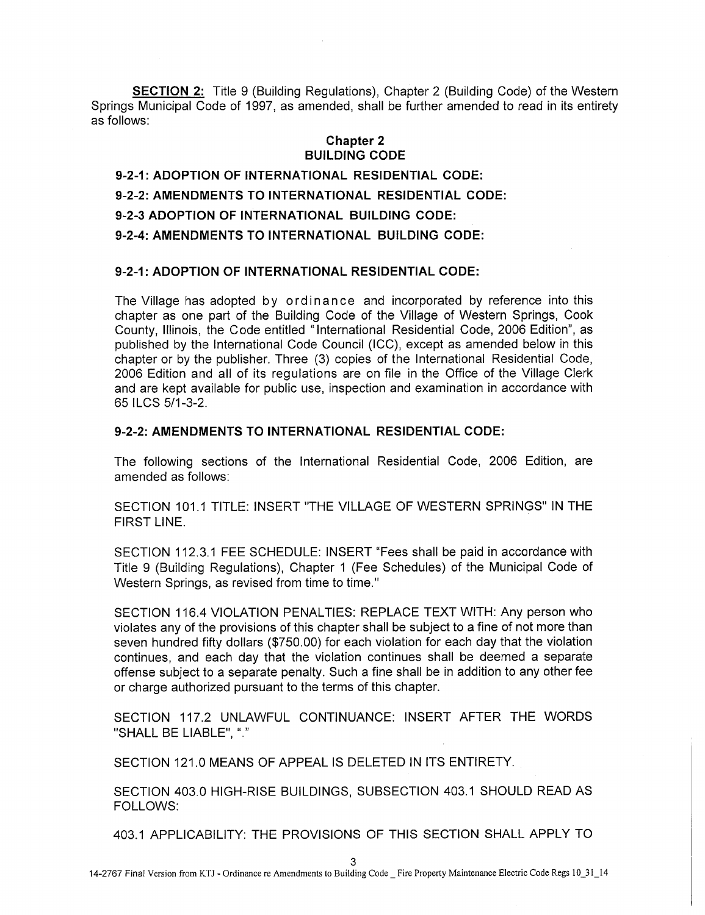**SECTION 2:** Title 9 (Building Regulations), Chapter 2 (Building Code) of the Western Springs Municipal Code of 1997, as amended, shall be further amended to read in its entirety as follows:

## Chapter 2
## BUILDING CODE

**9-2-1: ADOPTION OF INTERNATIONAL RESIDENTIAL CODE:**

**9-2-2: AMENDMENTS TO INTERNATIONAL RESIDENTIAL CODE:**

**9-2-3 ADOPTION OF INTERNATIONAL BUILDING CODE:**

**9-2-4: AMENDMENTS TO INTERNATIONAL BUILDING CODE:**

### 9-2-1: ADOPTION OF INTERNATIONAL RESIDENTIAL CODE:

The Village has adopted by ordinance and incorporated by reference into this chapter as one part of the Building Code of the Village of Western Springs, Cook County, Illinois, the Code entitled "International Residential Code, 2006 Edition", as published by the International Code Council (ICC), except as amended below in this chapter or by the publisher. Three (3) copies of the International Residential Code, 2006 Edition and all of its regulations are on file in the Office of the Village Clerk and are kept available for public use, inspection and examination in accordance with 65 ILCS 5/1-3-2.

### 9-2-2: AMENDMENTS TO INTERNATIONAL RESIDENTIAL CODE:

The following sections of the International Residential Code, 2006 Edition, are amended as follows:

SECTION 101.1 TITLE: INSERT "THE VILLAGE OF WESTERN SPRINGS" IN THE FIRST LINE.

SECTION 112.3.1 FEE SCHEDULE: INSERT "Fees shall be paid in accordance with Title 9 (Building Regulations), Chapter 1 (Fee Schedules) of the Municipal Code of Western Springs, as revised from time to time."

SECTION 116.4 VIOLATION PENALTIES: REPLACE TEXT WITH: Any person who violates any of the provisions of this chapter shall be subject to a fine of not more than seven hundred fifty dollars ($750.00) for each violation for each day that the violation continues, and each day that the violation continues shall be deemed a separate offense subject to a separate penalty. Such a fine shall be in addition to any other fee or charge authorized pursuant to the terms of this chapter.

SECTION 117.2 UNLAWFUL CONTINUANCE: INSERT AFTER THE WORDS "SHALL BE LIABLE", "."

SECTION 121.0 MEANS OF APPEAL IS DELETED IN ITS ENTIRETY.

SECTION 403.0 HIGH-RISE BUILDINGS, SUBSECTION 403.1 SHOULD READ AS FOLLOWS:

403.1 APPLICABILITY: THE PROVISIONS OF THIS SECTION SHALL APPLY TO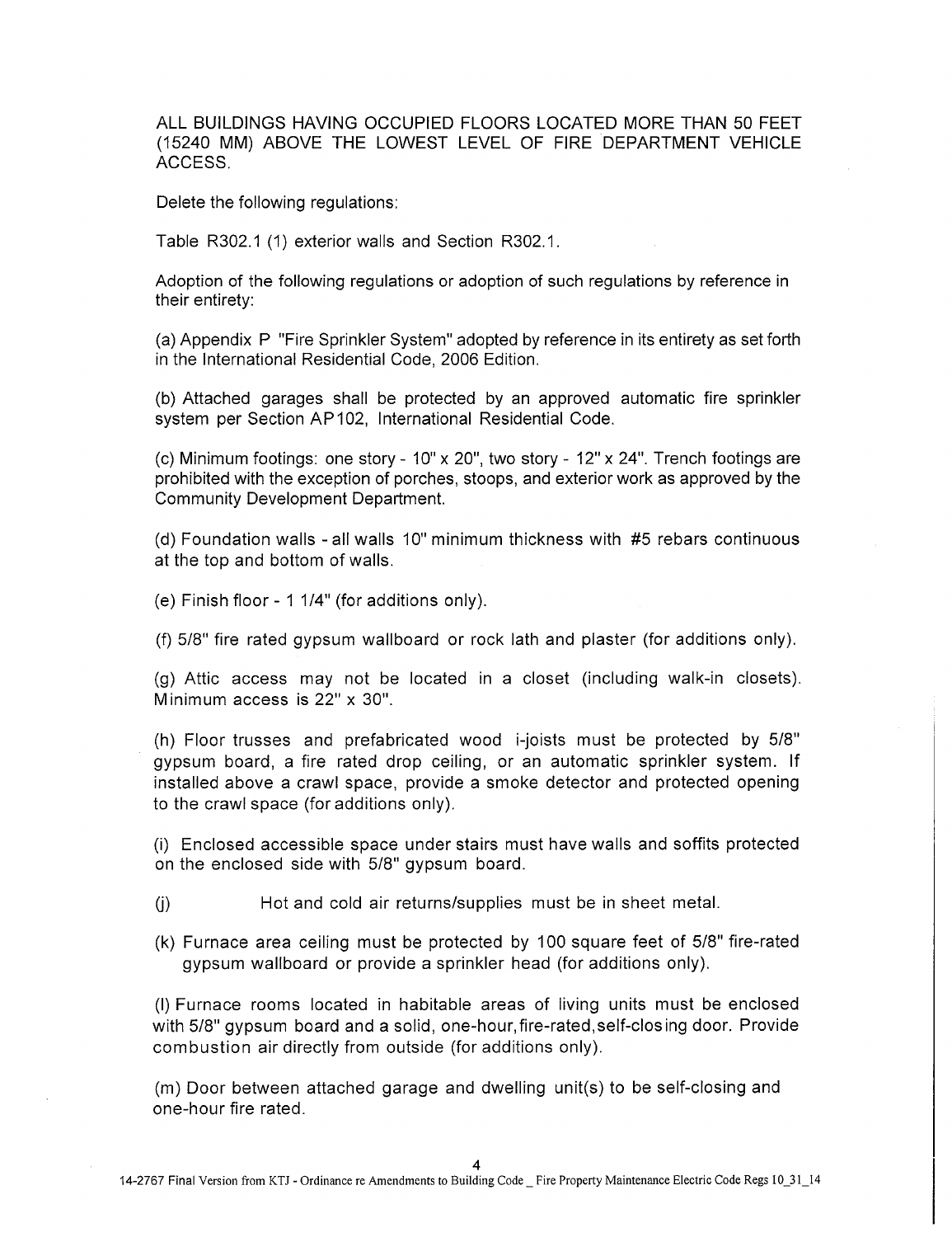ALL BUILDINGS HAVING OCCUPIED FLOORS LOCATED MORE THAN 50 FEET (15240 MM) ABOVE THE LOWEST LEVEL OF FIRE DEPARTMENT VEHICLE ACCESS.

Delete the following regulations:

Table R302.1 (1) exterior walls and Section R302.1.

Adoption of the following regulations or adoption of such regulations by reference in their entirety:

(a) Appendix P "Fire Sprinkler System" adopted by reference in its entirety as set forth in the International Residential Code, 2006 Edition.

(b) Attached garages shall be protected by an approved automatic fire sprinkler system per Section AP102, International Residential Code.

(c) Minimum footings: one story - 10" x 20", two story - 12" x 24". Trench footings are prohibited with the exception of porches, stoops, and exterior work as approved by the Community Development Department.

(d) Foundation walls - all walls 10" minimum thickness with #5 rebars continuous at the top and bottom of walls.

(e) Finish floor - 1 1/4" (for additions only).

(f) 5/8" fire rated gypsum wallboard or rock lath and plaster (for additions only).

(g) Attic access may not be located in a closet (including walk-in closets). Minimum access is 22" x 30".

(h) Floor trusses and prefabricated wood i-joists must be protected by 5/8" gypsum board, a fire rated drop ceiling, or an automatic sprinkler system. If installed above a crawl space, provide a smoke detector and protected opening to the crawl space (for additions only).

(i) Enclosed accessible space under stairs must have walls and soffits protected on the enclosed side with 5/8" gypsum board.

(j) Hot and cold air returns/supplies must be in sheet metal.

(k) Furnace area ceiling must be protected by 100 square feet of 5/8" fire-rated gypsum wallboard or provide a sprinkler head (for additions only).

(l) Furnace rooms located in habitable areas of living units must be enclosed with 5/8" gypsum board and a solid, one-hour, fire-rated, self-closing door. Provide combustion air directly from outside (for additions only).

(m) Door between attached garage and dwelling unit(s) to be self-closing and one-hour fire rated.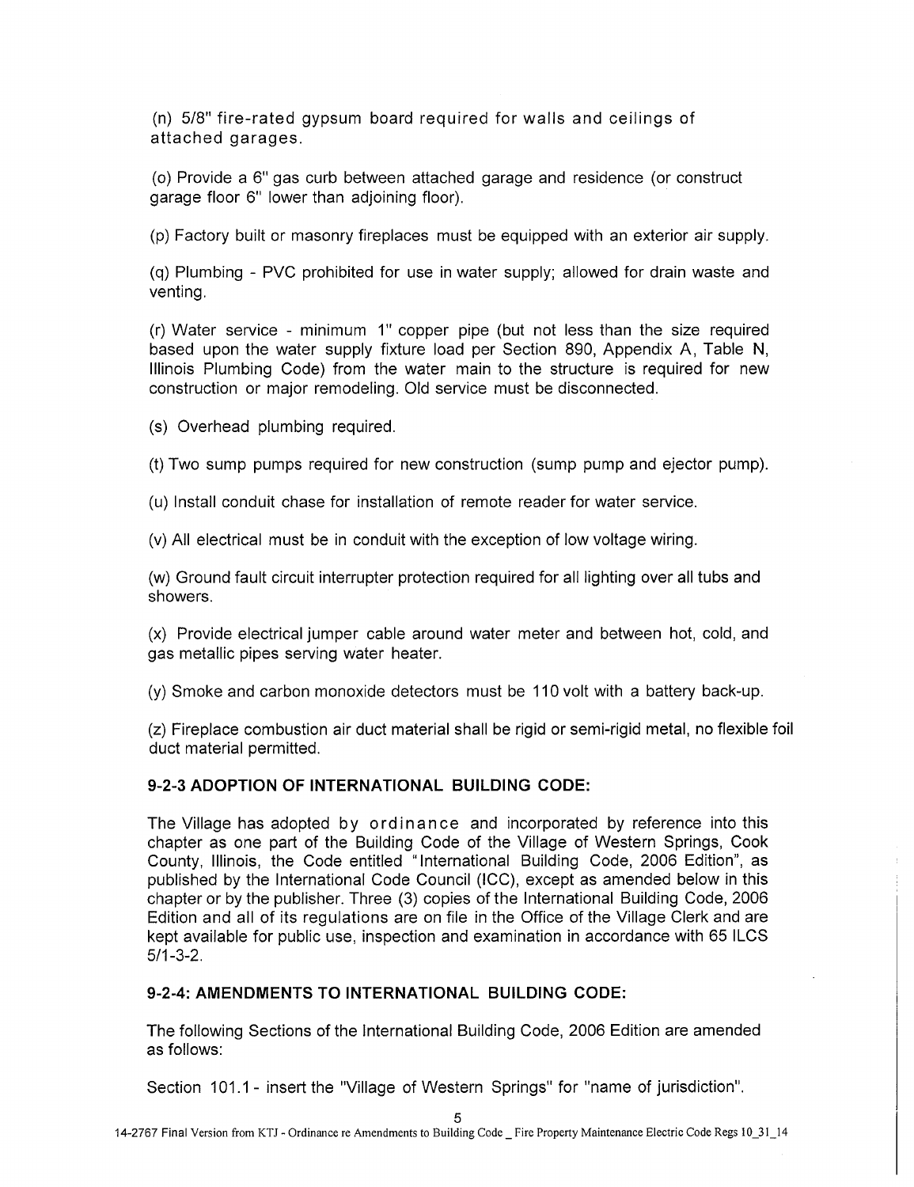(n) 5/8" fire-rated gypsum board required for walls and ceilings of attached garages.

(o) Provide a 6" gas curb between attached garage and residence (or construct garage floor 6" lower than adjoining floor).

(p) Factory built or masonry fireplaces must be equipped with an exterior air supply.

(q) Plumbing - PVC prohibited for use in water supply; allowed for drain waste and venting.

(r) Water service - minimum 1" copper pipe (but not less than the size required based upon the water supply fixture load per Section 890, Appendix A, Table N, Illinois Plumbing Code) from the water main to the structure is required for new construction or major remodeling. Old service must be disconnected.

(s) Overhead plumbing required.

(t) Two sump pumps required for new construction (sump pump and ejector pump).

(u) Install conduit chase for installation of remote reader for water service.

(v) All electrical must be in conduit with the exception of low voltage wiring.

(w) Ground fault circuit interrupter protection required for all lighting over all tubs and showers.

(x) Provide electrical jumper cable around water meter and between hot, cold, and gas metallic pipes serving water heater.

(y) Smoke and carbon monoxide detectors must be 110 volt with a battery back-up.

(z) Fireplace combustion air duct material shall be rigid or semi-rigid metal, no flexible foil duct material permitted.

**9-2-3 ADOPTION OF INTERNATIONAL BUILDING CODE:**

The Village has adopted by ordinance and incorporated by reference into this chapter as one part of the Building Code of the Village of Western Springs, Cook County, Illinois, the Code entitled "International Building Code, 2006 Edition", as published by the International Code Council (ICC), except as amended below in this chapter or by the publisher. Three (3) copies of the International Building Code, 2006 Edition and all of its regulations are on file in the Office of the Village Clerk and are kept available for public use, inspection and examination in accordance with 65 ILCS 5/1-3-2.

**9-2-4: AMENDMENTS TO INTERNATIONAL BUILDING CODE:**

The following Sections of the International Building Code, 2006 Edition are amended as follows:

Section 101.1 - insert the "Village of Western Springs" for "name of jurisdiction".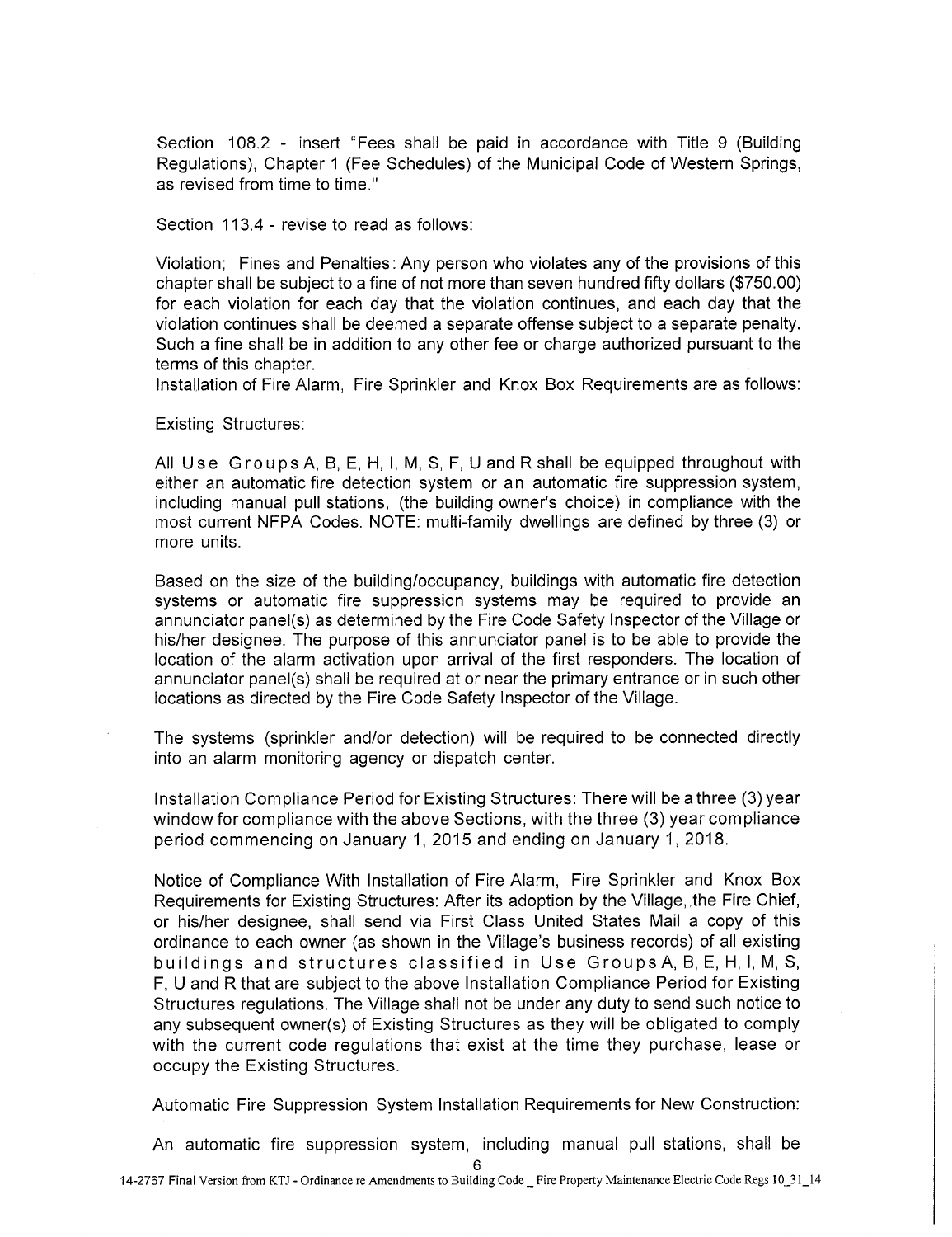Section 108.2 - insert "Fees shall be paid in accordance with Title 9 (Building Regulations), Chapter 1 (Fee Schedules) of the Municipal Code of Western Springs, as revised from time to time."

Section 113.4 - revise to read as follows:

Violation; Fines and Penalties: Any person who violates any of the provisions of this chapter shall be subject to a fine of not more than seven hundred fifty dollars ($750.00) for each violation for each day that the violation continues, and each day that the violation continues shall be deemed a separate offense subject to a separate penalty. Such a fine shall be in addition to any other fee or charge authorized pursuant to the terms of this chapter.
Installation of Fire Alarm, Fire Sprinkler and Knox Box Requirements are as follows:

Existing Structures:

All Use Groups A, B, E, H, I, M, S, F, U and R shall be equipped throughout with either an automatic fire detection system or an automatic fire suppression system, including manual pull stations, (the building owner's choice) in compliance with the most current NFPA Codes. NOTE: multi-family dwellings are defined by three (3) or more units.

Based on the size of the building/occupancy, buildings with automatic fire detection systems or automatic fire suppression systems may be required to provide an annunciator panel(s) as determined by the Fire Code Safety Inspector of the Village or his/her designee. The purpose of this annunciator panel is to be able to provide the location of the alarm activation upon arrival of the first responders. The location of annunciator panel(s) shall be required at or near the primary entrance or in such other locations as directed by the Fire Code Safety Inspector of the Village.

The systems (sprinkler and/or detection) will be required to be connected directly into an alarm monitoring agency or dispatch center.

Installation Compliance Period for Existing Structures: There will be a three (3) year window for compliance with the above Sections, with the three (3) year compliance period commencing on January 1, 2015 and ending on January 1, 2018.

Notice of Compliance With Installation of Fire Alarm, Fire Sprinkler and Knox Box Requirements for Existing Structures: After its adoption by the Village, the Fire Chief, or his/her designee, shall send via First Class United States Mail a copy of this ordinance to each owner (as shown in the Village's business records) of all existing buildings and structures classified in Use Groups A, B, E, H, I, M, S, F, U and R that are subject to the above Installation Compliance Period for Existing Structures regulations. The Village shall not be under any duty to send such notice to any subsequent owner(s) of Existing Structures as they will be obligated to comply with the current code regulations that exist at the time they purchase, lease or occupy the Existing Structures.

Automatic Fire Suppression System Installation Requirements for New Construction:

An automatic fire suppression system, including manual pull stations, shall be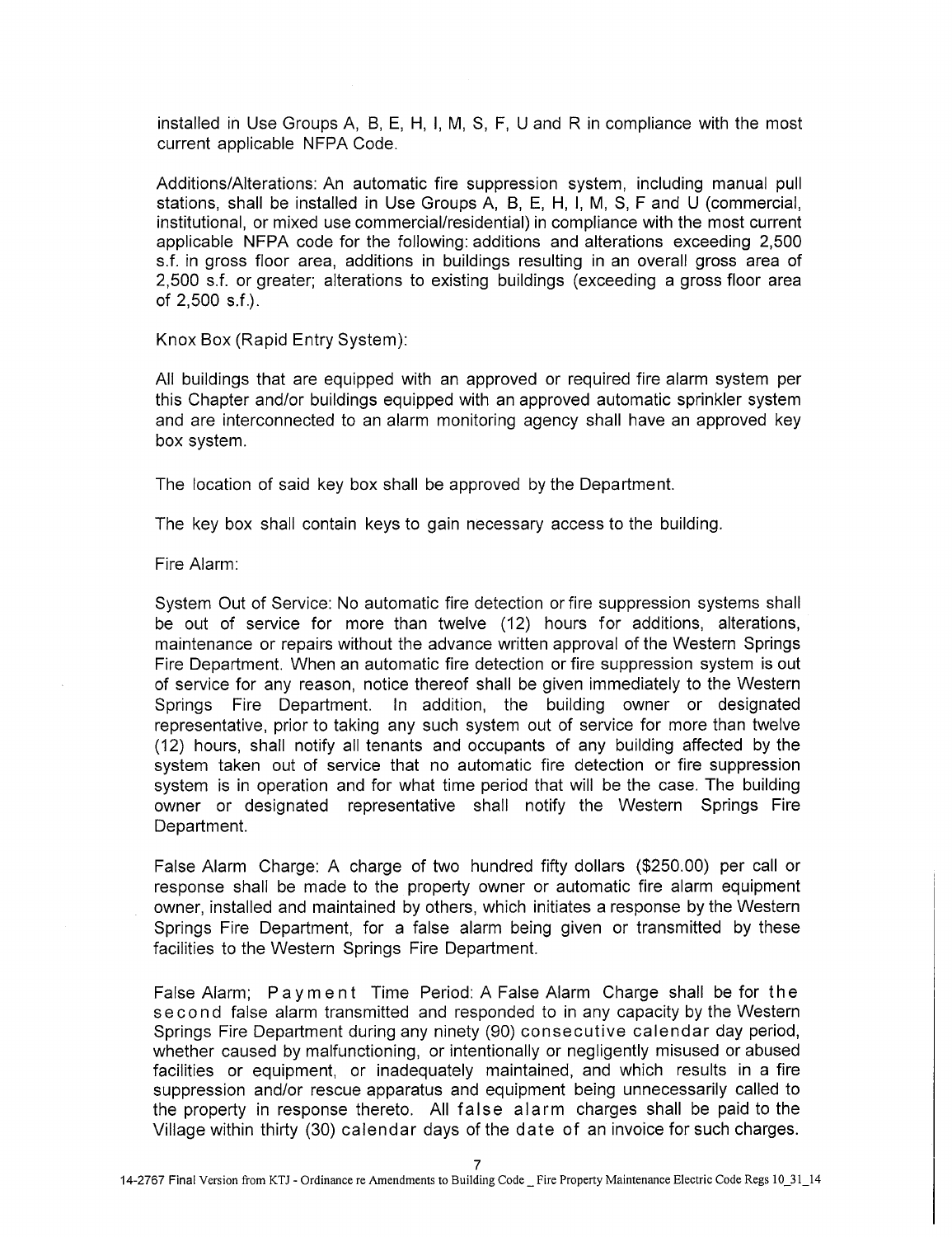installed in Use Groups A, B, E, H, I, M, S, F, U and R in compliance with the most current applicable NFPA Code.

Additions/Alterations: An automatic fire suppression system, including manual pull stations, shall be installed in Use Groups A, B, E, H, I, M, S, F and U (commercial, institutional, or mixed use commercial/residential) in compliance with the most current applicable NFPA code for the following: additions and alterations exceeding 2,500 s.f. in gross floor area, additions in buildings resulting in an overall gross area of 2,500 s.f. or greater; alterations to existing buildings (exceeding a gross floor area of 2,500 s.f.).

Knox Box (Rapid Entry System):

All buildings that are equipped with an approved or required fire alarm system per this Chapter and/or buildings equipped with an approved automatic sprinkler system and are interconnected to an alarm monitoring agency shall have an approved key box system.

The location of said key box shall be approved by the Department.

The key box shall contain keys to gain necessary access to the building.

Fire Alarm:

System Out of Service: No automatic fire detection or fire suppression systems shall be out of service for more than twelve (12) hours for additions, alterations, maintenance or repairs without the advance written approval of the Western Springs Fire Department. When an automatic fire detection or fire suppression system is out of service for any reason, notice thereof shall be given immediately to the Western Springs Fire Department. In addition, the building owner or designated representative, prior to taking any such system out of service for more than twelve (12) hours, shall notify all tenants and occupants of any building affected by the system taken out of service that no automatic fire detection or fire suppression system is in operation and for what time period that will be the case. The building owner or designated representative shall notify the Western Springs Fire Department.

False Alarm Charge: A charge of two hundred fifty dollars ($250.00) per call or response shall be made to the property owner or automatic fire alarm equipment owner, installed and maintained by others, which initiates a response by the Western Springs Fire Department, for a false alarm being given or transmitted by these facilities to the Western Springs Fire Department.

False Alarm; Payment Time Period: A False Alarm Charge shall be for the second false alarm transmitted and responded to in any capacity by the Western Springs Fire Department during any ninety (90) consecutive calendar day period, whether caused by malfunctioning, or intentionally or negligently misused or abused facilities or equipment, or inadequately maintained, and which results in a fire suppression and/or rescue apparatus and equipment being unnecessarily called to the property in response thereto. All false alarm charges shall be paid to the Village within thirty (30) calendar days of the date of an invoice for such charges.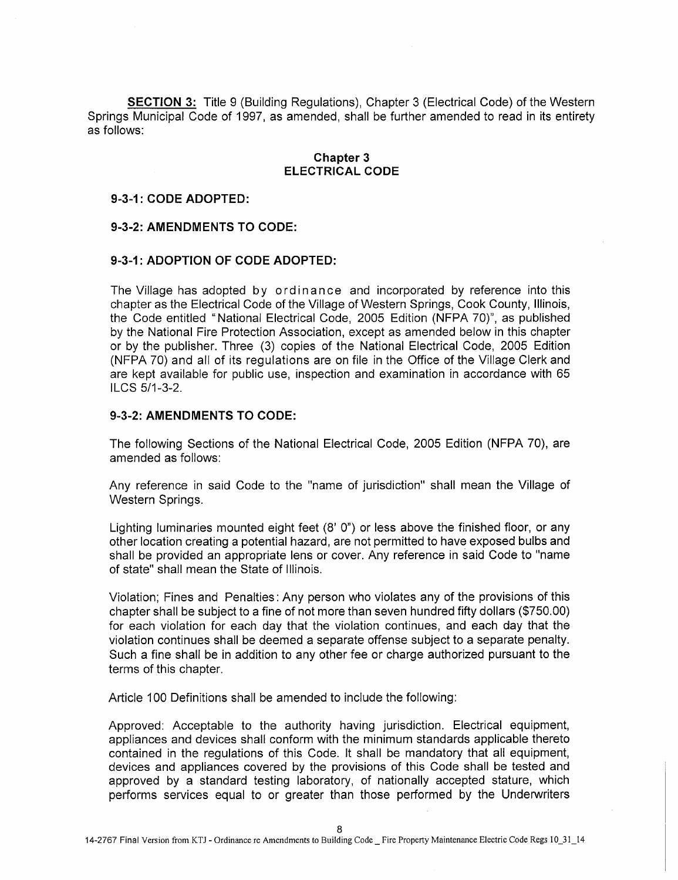**SECTION 3:** Title 9 (Building Regulations), Chapter 3 (Electrical Code) of the Western Springs Municipal Code of 1997, as amended, shall be further amended to read in its entirety as follows:

## Chapter 3
## ELECTRICAL CODE

**9-3-1: CODE ADOPTED:**

**9-3-2: AMENDMENTS TO CODE:**

### 9-3-1: ADOPTION OF CODE ADOPTED:

The Village has adopted by ordinance and incorporated by reference into this chapter as the Electrical Code of the Village of Western Springs, Cook County, Illinois, the Code entitled "National Electrical Code, 2005 Edition (NFPA 70)", as published by the National Fire Protection Association, except as amended below in this chapter or by the publisher. Three (3) copies of the National Electrical Code, 2005 Edition (NFPA 70) and all of its regulations are on file in the Office of the Village Clerk and are kept available for public use, inspection and examination in accordance with 65 ILCS 5/1-3-2.

### 9-3-2: AMENDMENTS TO CODE:

The following Sections of the National Electrical Code, 2005 Edition (NFPA 70), are amended as follows:

Any reference in said Code to the "name of jurisdiction" shall mean the Village of Western Springs.

Lighting luminaries mounted eight feet (8' 0") or less above the finished floor, or any other location creating a potential hazard, are not permitted to have exposed bulbs and shall be provided an appropriate lens or cover. Any reference in said Code to "name of state" shall mean the State of Illinois.

Violation; Fines and Penalties: Any person who violates any of the provisions of this chapter shall be subject to a fine of not more than seven hundred fifty dollars ($750.00) for each violation for each day that the violation continues, and each day that the violation continues shall be deemed a separate offense subject to a separate penalty. Such a fine shall be in addition to any other fee or charge authorized pursuant to the terms of this chapter.

Article 100 Definitions shall be amended to include the following:

Approved: Acceptable to the authority having jurisdiction. Electrical equipment, appliances and devices shall conform with the minimum standards applicable thereto contained in the regulations of this Code. It shall be mandatory that all equipment, devices and appliances covered by the provisions of this Code shall be tested and approved by a standard testing laboratory, of nationally accepted stature, which performs services equal to or greater than those performed by the Underwriters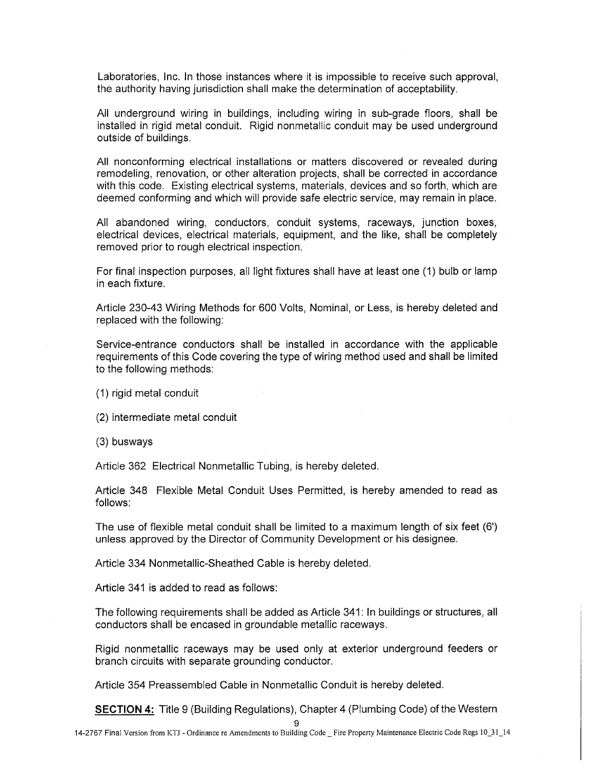Laboratories, Inc. In those instances where it is impossible to receive such approval, the authority having jurisdiction shall make the determination of acceptability.

All underground wiring in buildings, including wiring in sub-grade floors, shall be installed in rigid metal conduit. Rigid nonmetallic conduit may be used underground outside of buildings.

All nonconforming electrical installations or matters discovered or revealed during remodeling, renovation, or other alteration projects, shall be corrected in accordance with this code. Existing electrical systems, materials, devices and so forth, which are deemed conforming and which will provide safe electric service, may remain in place.

All abandoned wiring, conductors, conduit systems, raceways, junction boxes, electrical devices, electrical materials, equipment, and the like, shall be completely removed prior to rough electrical inspection.

For final inspection purposes, all light fixtures shall have at least one (1) bulb or lamp in each fixture.

Article 230-43 Wiring Methods for 600 Volts, Nominal, or Less, is hereby deleted and replaced with the following:

Service-entrance conductors shall be installed in accordance with the applicable requirements of this Code covering the type of wiring method used and shall be limited to the following methods:

(1) rigid metal conduit

(2) intermediate metal conduit

(3) busways

Article 362 Electrical Nonmetallic Tubing, is hereby deleted.

Article 348 Flexible Metal Conduit Uses Permitted, is hereby amended to read as follows:

The use of flexible metal conduit shall be limited to a maximum length of six feet (6') unless approved by the Director of Community Development or his designee.

Article 334 Nonmetallic-Sheathed Cable is hereby deleted.

Article 341 is added to read as follows:

The following requirements shall be added as Article 341: In buildings or structures, all conductors shall be encased in groundable metallic raceways.

Rigid nonmetallic raceways may be used only at exterior underground feeders or branch circuits with separate grounding conductor.

Article 354 Preassembled Cable in Nonmetallic Conduit is hereby deleted.

**SECTION 4:** Title 9 (Building Regulations), Chapter 4 (Plumbing Code) of the Western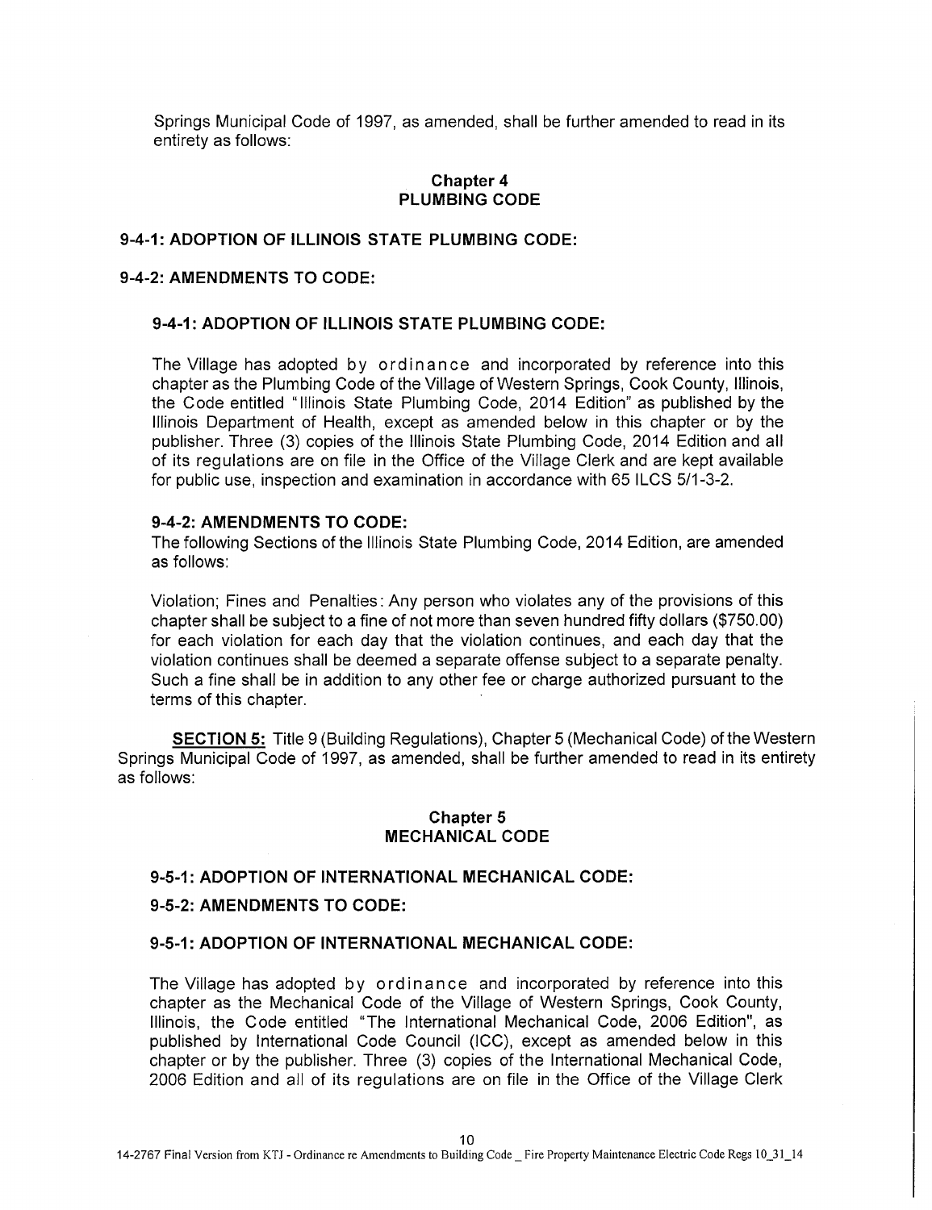Springs Municipal Code of 1997, as amended, shall be further amended to read in its entirety as follows:

## Chapter 4
## PLUMBING CODE

**9-4-1: ADOPTION OF ILLINOIS STATE PLUMBING CODE:**

**9-4-2: AMENDMENTS TO CODE:**

**9-4-1: ADOPTION OF ILLINOIS STATE PLUMBING CODE:**

The Village has adopted by ordinance and incorporated by reference into this chapter as the Plumbing Code of the Village of Western Springs, Cook County, Illinois, the Code entitled "Illinois State Plumbing Code, 2014 Edition" as published by the Illinois Department of Health, except as amended below in this chapter or by the publisher. Three (3) copies of the Illinois State Plumbing Code, 2014 Edition and all of its regulations are on file in the Office of the Village Clerk and are kept available for public use, inspection and examination in accordance with 65 ILCS 5/1-3-2.

**9-4-2: AMENDMENTS TO CODE:**

The following Sections of the Illinois State Plumbing Code, 2014 Edition, are amended as follows:

Violation; Fines and Penalties: Any person who violates any of the provisions of this chapter shall be subject to a fine of not more than seven hundred fifty dollars ($750.00) for each violation for each day that the violation continues, and each day that the violation continues shall be deemed a separate offense subject to a separate penalty. Such a fine shall be in addition to any other fee or charge authorized pursuant to the terms of this chapter.

**SECTION 5:** Title 9 (Building Regulations), Chapter 5 (Mechanical Code) of the Western Springs Municipal Code of 1997, as amended, shall be further amended to read in its entirety as follows:

## Chapter 5
## MECHANICAL CODE

**9-5-1: ADOPTION OF INTERNATIONAL MECHANICAL CODE:**

**9-5-2: AMENDMENTS TO CODE:**

**9-5-1: ADOPTION OF INTERNATIONAL MECHANICAL CODE:**

The Village has adopted by ordinance and incorporated by reference into this chapter as the Mechanical Code of the Village of Western Springs, Cook County, Illinois, the Code entitled "The International Mechanical Code, 2006 Edition", as published by International Code Council (ICC), except as amended below in this chapter or by the publisher. Three (3) copies of the International Mechanical Code, 2006 Edition and all of its regulations are on file in the Office of the Village Clerk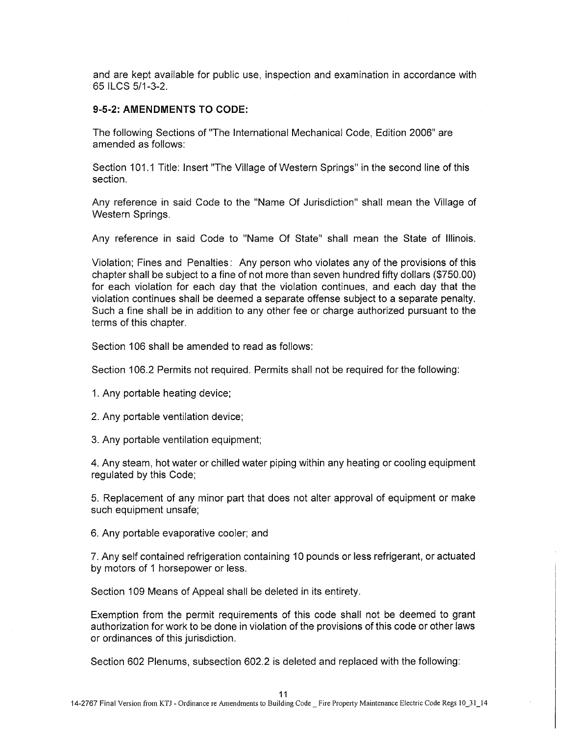and are kept available for public use, inspection and examination in accordance with 65 ILCS 5/1-3-2.

### 9-5-2: AMENDMENTS TO CODE:

The following Sections of "The International Mechanical Code, Edition 2006" are amended as follows:

Section 101.1 Title: Insert "The Village of Western Springs" in the second line of this section.

Any reference in said Code to the "Name Of Jurisdiction" shall mean the Village of Western Springs.

Any reference in said Code to "Name Of State" shall mean the State of Illinois.

Violation; Fines and Penalties: Any person who violates any of the provisions of this chapter shall be subject to a fine of not more than seven hundred fifty dollars ($750.00) for each violation for each day that the violation continues, and each day that the violation continues shall be deemed a separate offense subject to a separate penalty. Such a fine shall be in addition to any other fee or charge authorized pursuant to the terms of this chapter.

Section 106 shall be amended to read as follows:

Section 106.2 Permits not required. Permits shall not be required for the following:

1. Any portable heating device;

2. Any portable ventilation device;

3. Any portable ventilation equipment;

4. Any steam, hot water or chilled water piping within any heating or cooling equipment regulated by this Code;

5. Replacement of any minor part that does not alter approval of equipment or make such equipment unsafe;

6. Any portable evaporative cooler; and

7. Any self contained refrigeration containing 10 pounds or less refrigerant, or actuated by motors of 1 horsepower or less.

Section 109 Means of Appeal shall be deleted in its entirety.

Exemption from the permit requirements of this code shall not be deemed to grant authorization for work to be done in violation of the provisions of this code or other laws or ordinances of this jurisdiction.

Section 602 Plenums, subsection 602.2 is deleted and replaced with the following: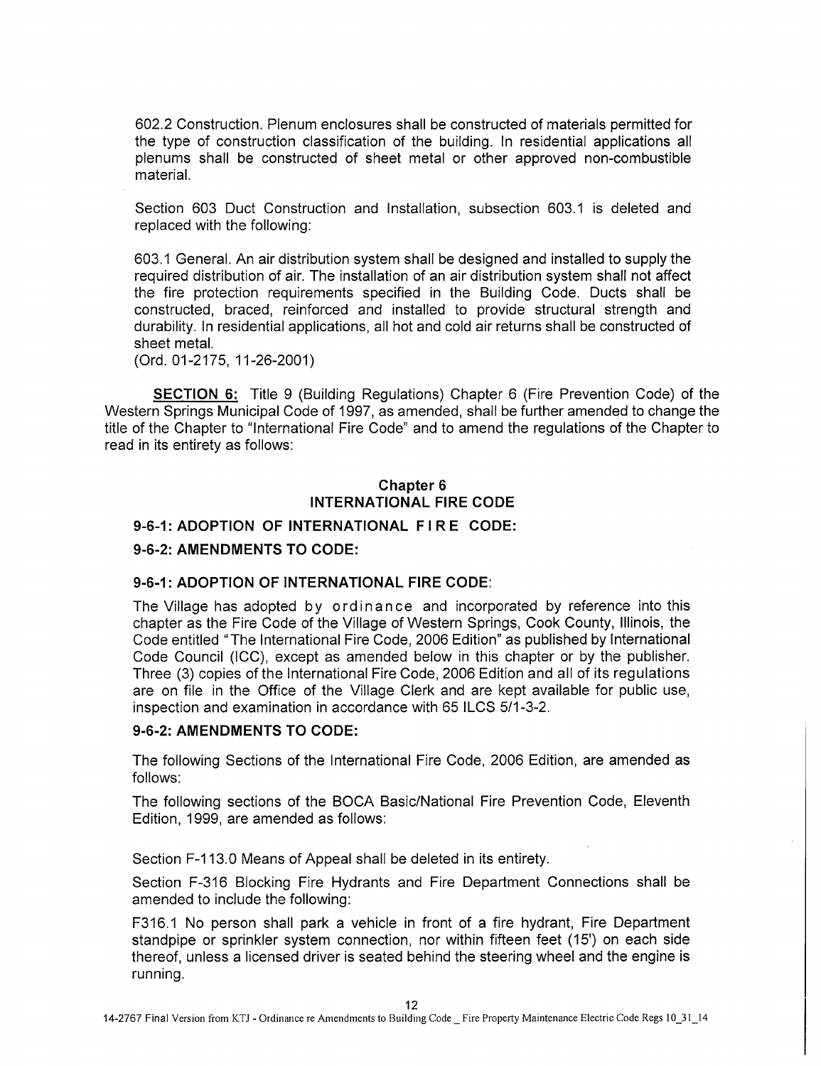602.2 Construction. Plenum enclosures shall be constructed of materials permitted for the type of construction classification of the building. In residential applications all plenums shall be constructed of sheet metal or other approved non-combustible material.

Section 603 Duct Construction and Installation, subsection 603.1 is deleted and replaced with the following:

603.1 General. An air distribution system shall be designed and installed to supply the required distribution of air. The installation of an air distribution system shall not affect the fire protection requirements specified in the Building Code. Ducts shall be constructed, braced, reinforced and installed to provide structural strength and durability. In residential applications, all hot and cold air returns shall be constructed of sheet metal.
(Ord. 01-2175, 11-26-2001)

**SECTION 6:** Title 9 (Building Regulations) Chapter 6 (Fire Prevention Code) of the Western Springs Municipal Code of 1997, as amended, shall be further amended to change the title of the Chapter to "International Fire Code" and to amend the regulations of the Chapter to read in its entirety as follows:

## Chapter 6
## INTERNATIONAL FIRE CODE

**9-6-1: ADOPTION OF INTERNATIONAL FIRE CODE:**

**9-6-2: AMENDMENTS TO CODE:**

### 9-6-1: ADOPTION OF INTERNATIONAL FIRE CODE:

The Village has adopted by ordinance and incorporated by reference into this chapter as the Fire Code of the Village of Western Springs, Cook County, Illinois, the Code entitled "The International Fire Code, 2006 Edition" as published by International Code Council (ICC), except as amended below in this chapter or by the publisher. Three (3) copies of the International Fire Code, 2006 Edition and all of its regulations are on file in the Office of the Village Clerk and are kept available for public use, inspection and examination in accordance with 65 ILCS 5/1-3-2.

### 9-6-2: AMENDMENTS TO CODE:

The following Sections of the International Fire Code, 2006 Edition, are amended as follows:

The following sections of the BOCA Basic/National Fire Prevention Code, Eleventh Edition, 1999, are amended as follows:

Section F-113.0 Means of Appeal shall be deleted in its entirety.

Section F-316 Blocking Fire Hydrants and Fire Department Connections shall be amended to include the following:

F316.1 No person shall park a vehicle in front of a fire hydrant, Fire Department standpipe or sprinkler system connection, nor within fifteen feet (15') on each side thereof, unless a licensed driver is seated behind the steering wheel and the engine is running.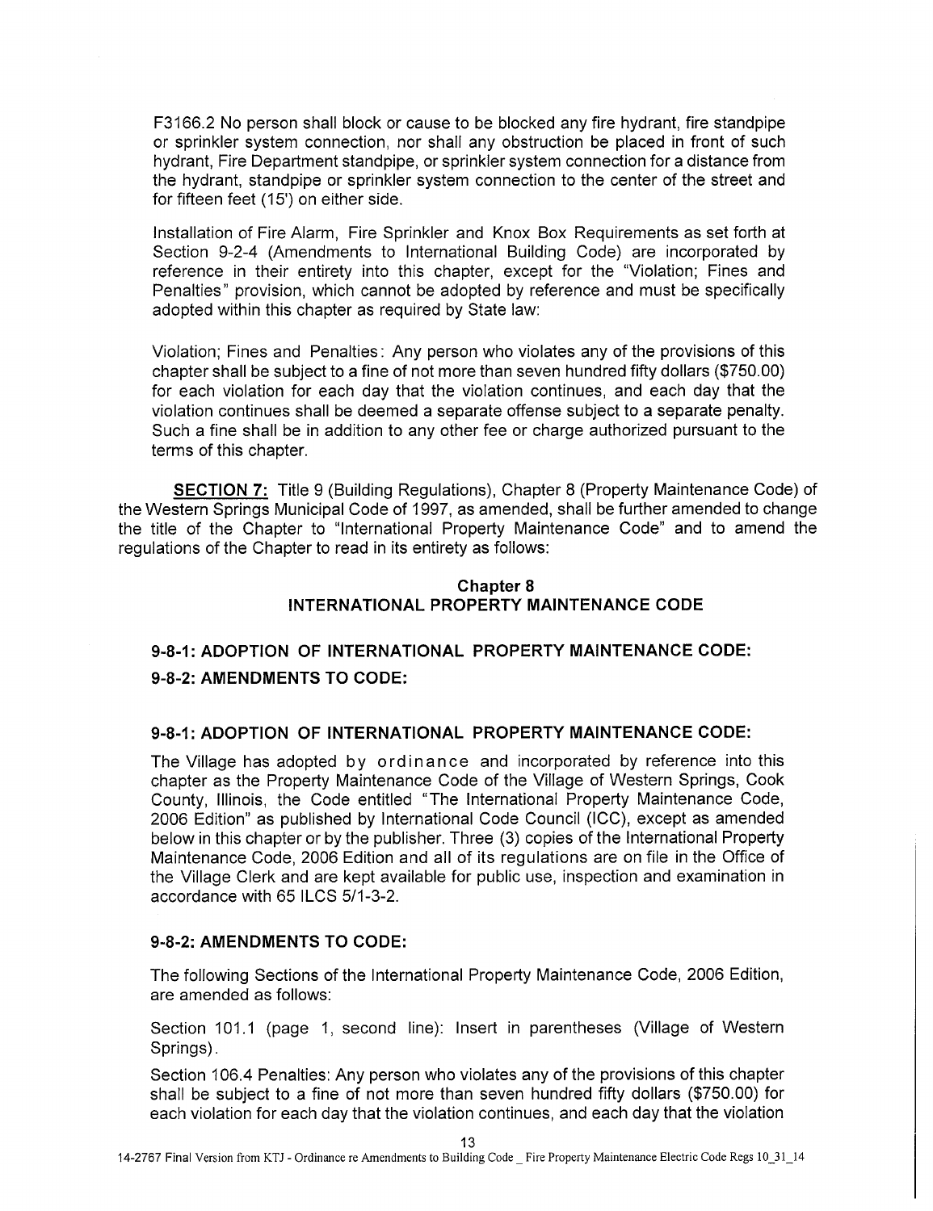F3166.2 No person shall block or cause to be blocked any fire hydrant, fire standpipe or sprinkler system connection, nor shall any obstruction be placed in front of such hydrant, Fire Department standpipe, or sprinkler system connection for a distance from the hydrant, standpipe or sprinkler system connection to the center of the street and for fifteen feet (15') on either side.

Installation of Fire Alarm, Fire Sprinkler and Knox Box Requirements as set forth at Section 9-2-4 (Amendments to International Building Code) are incorporated by reference in their entirety into this chapter, except for the "Violation; Fines and Penalties" provision, which cannot be adopted by reference and must be specifically adopted within this chapter as required by State law:

Violation; Fines and Penalties: Any person who violates any of the provisions of this chapter shall be subject to a fine of not more than seven hundred fifty dollars ($750.00) for each violation for each day that the violation continues, and each day that the violation continues shall be deemed a separate offense subject to a separate penalty. Such a fine shall be in addition to any other fee or charge authorized pursuant to the terms of this chapter.

**SECTION 7:** Title 9 (Building Regulations), Chapter 8 (Property Maintenance Code) of the Western Springs Municipal Code of 1997, as amended, shall be further amended to change the title of the Chapter to "International Property Maintenance Code" and to amend the regulations of the Chapter to read in its entirety as follows:

## Chapter 8
## INTERNATIONAL PROPERTY MAINTENANCE CODE

**9-8-1: ADOPTION OF INTERNATIONAL PROPERTY MAINTENANCE CODE:**

**9-8-2: AMENDMENTS TO CODE:**

### 9-8-1: ADOPTION OF INTERNATIONAL PROPERTY MAINTENANCE CODE:

The Village has adopted by ordinance and incorporated by reference into this chapter as the Property Maintenance Code of the Village of Western Springs, Cook County, Illinois, the Code entitled "The International Property Maintenance Code, 2006 Edition" as published by International Code Council (ICC), except as amended below in this chapter or by the publisher. Three (3) copies of the International Property Maintenance Code, 2006 Edition and all of its regulations are on file in the Office of the Village Clerk and are kept available for public use, inspection and examination in accordance with 65 ILCS 5/1-3-2.

### 9-8-2: AMENDMENTS TO CODE:

The following Sections of the International Property Maintenance Code, 2006 Edition, are amended as follows:

Section 101.1 (page 1, second line): Insert in parentheses (Village of Western Springs).

Section 106.4 Penalties: Any person who violates any of the provisions of this chapter shall be subject to a fine of not more than seven hundred fifty dollars ($750.00) for each violation for each day that the violation continues, and each day that the violation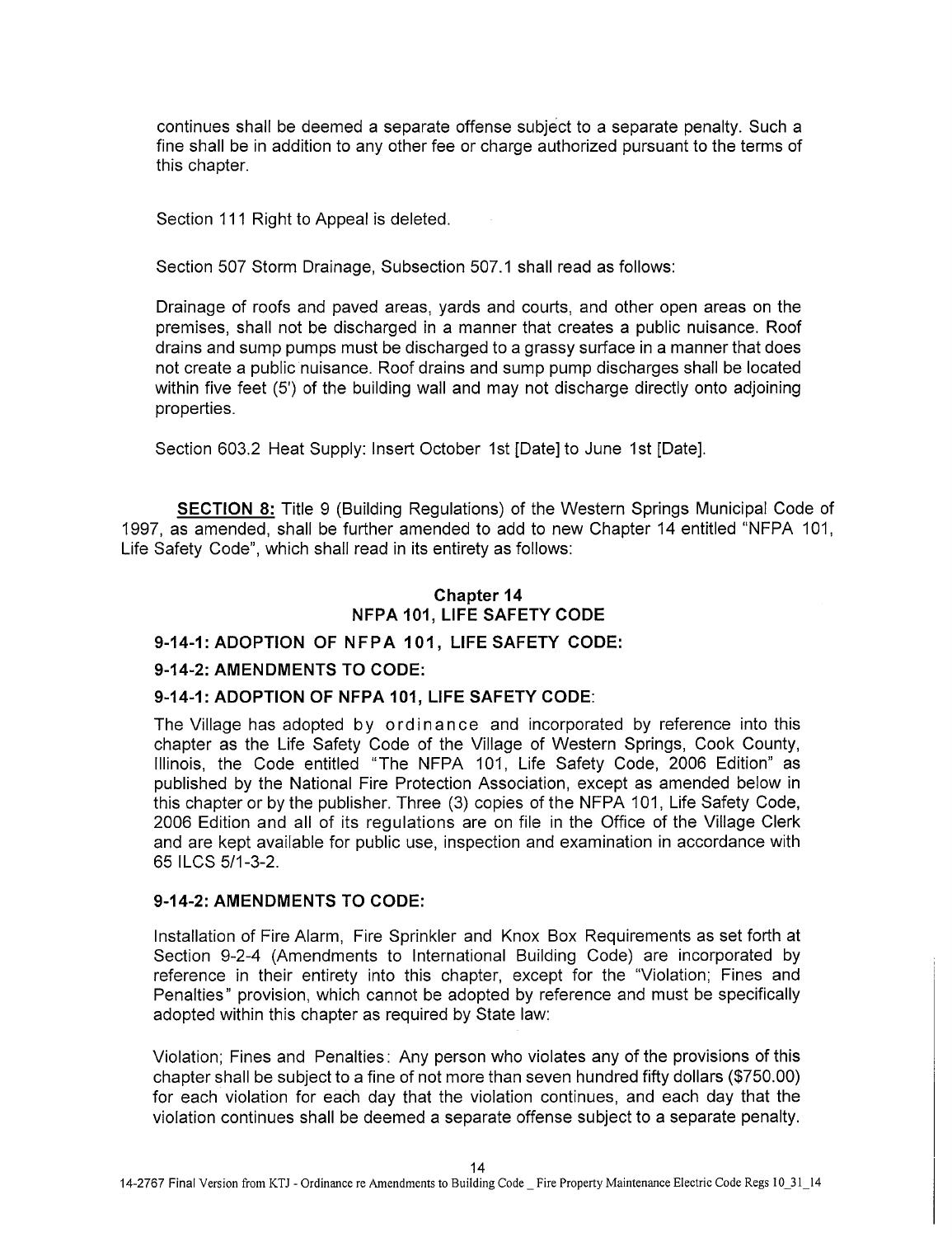continues shall be deemed a separate offense subject to a separate penalty. Such a fine shall be in addition to any other fee or charge authorized pursuant to the terms of this chapter.

Section 111 Right to Appeal is deleted.

Section 507 Storm Drainage, Subsection 507.1 shall read as follows:

Drainage of roofs and paved areas, yards and courts, and other open areas on the premises, shall not be discharged in a manner that creates a public nuisance. Roof drains and sump pumps must be discharged to a grassy surface in a manner that does not create a public nuisance. Roof drains and sump pump discharges shall be located within five feet (5') of the building wall and may not discharge directly onto adjoining properties.

Section 603.2 Heat Supply: Insert October 1st [Date] to June 1st [Date].

**SECTION 8:** Title 9 (Building Regulations) of the Western Springs Municipal Code of 1997, as amended, shall be further amended to add to new Chapter 14 entitled "NFPA 101, Life Safety Code", which shall read in its entirety as follows:

## Chapter 14
## NFPA 101, LIFE SAFETY CODE

**9-14-1: ADOPTION OF NFPA 101, LIFE SAFETY CODE:**

**9-14-2: AMENDMENTS TO CODE:**

**9-14-1: ADOPTION OF NFPA 101, LIFE SAFETY CODE:**

The Village has adopted by ordinance and incorporated by reference into this chapter as the Life Safety Code of the Village of Western Springs, Cook County, Illinois, the Code entitled "The NFPA 101, Life Safety Code, 2006 Edition" as published by the National Fire Protection Association, except as amended below in this chapter or by the publisher. Three (3) copies of the NFPA 101, Life Safety Code, 2006 Edition and all of its regulations are on file in the Office of the Village Clerk and are kept available for public use, inspection and examination in accordance with 65 ILCS 5/1-3-2.

**9-14-2: AMENDMENTS TO CODE:**

Installation of Fire Alarm, Fire Sprinkler and Knox Box Requirements as set forth at Section 9-2-4 (Amendments to International Building Code) are incorporated by reference in their entirety into this chapter, except for the "Violation; Fines and Penalties" provision, which cannot be adopted by reference and must be specifically adopted within this chapter as required by State law:

Violation; Fines and Penalties: Any person who violates any of the provisions of this chapter shall be subject to a fine of not more than seven hundred fifty dollars ($750.00) for each violation for each day that the violation continues, and each day that the violation continues shall be deemed a separate offense subject to a separate penalty.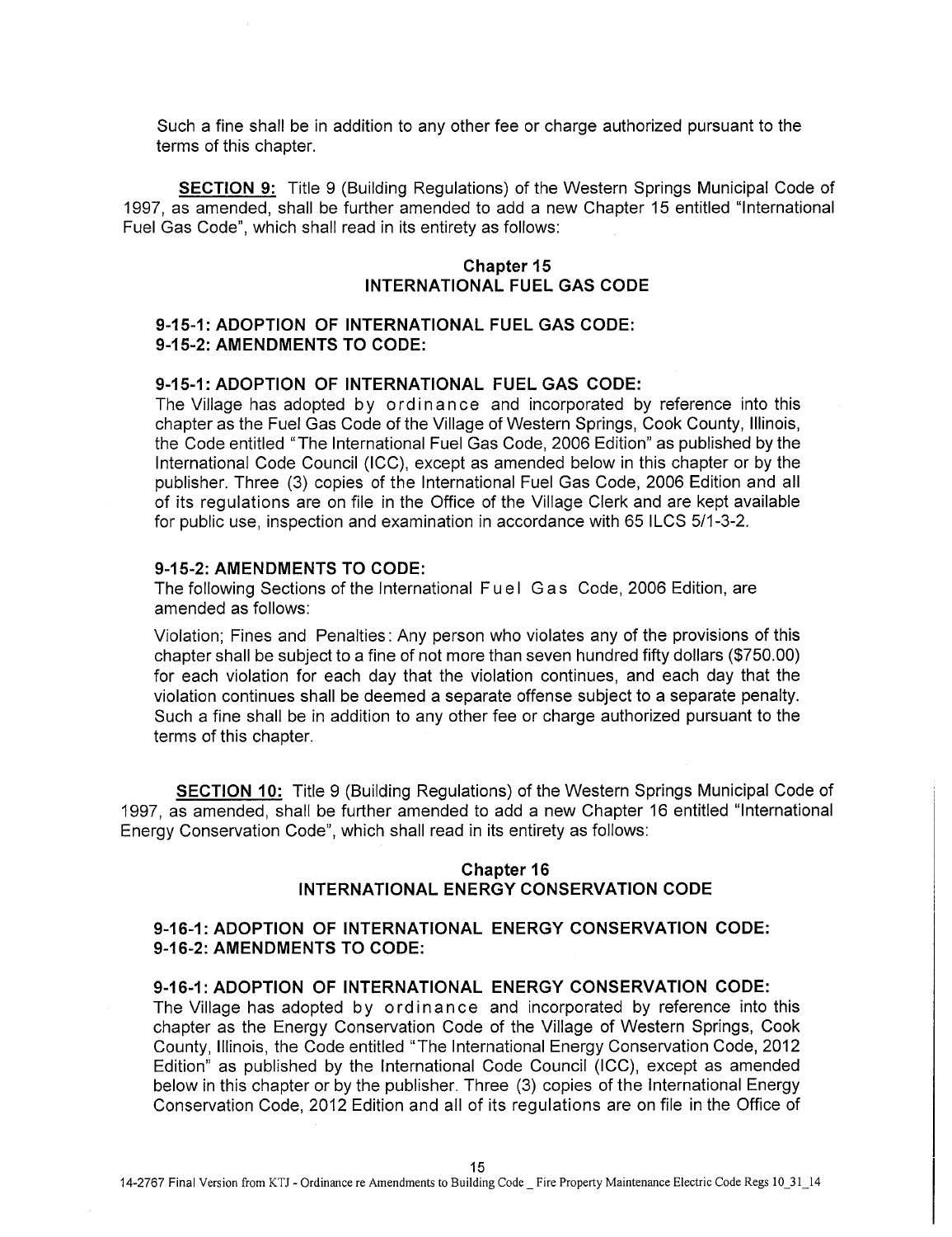Such a fine shall be in addition to any other fee or charge authorized pursuant to the terms of this chapter.

**SECTION 9:** Title 9 (Building Regulations) of the Western Springs Municipal Code of 1997, as amended, shall be further amended to add a new Chapter 15 entitled "International Fuel Gas Code", which shall read in its entirety as follows:

## Chapter 15
## INTERNATIONAL FUEL GAS CODE

**9-15-1: ADOPTION OF INTERNATIONAL FUEL GAS CODE:**
**9-15-2: AMENDMENTS TO CODE:**

**9-15-1: ADOPTION OF INTERNATIONAL FUEL GAS CODE:**
The Village has adopted by ordinance and incorporated by reference into this chapter as the Fuel Gas Code of the Village of Western Springs, Cook County, Illinois, the Code entitled "The International Fuel Gas Code, 2006 Edition" as published by the International Code Council (ICC), except as amended below in this chapter or by the publisher. Three (3) copies of the International Fuel Gas Code, 2006 Edition and all of its regulations are on file in the Office of the Village Clerk and are kept available for public use, inspection and examination in accordance with 65 ILCS 5/1-3-2.

**9-15-2: AMENDMENTS TO CODE:**
The following Sections of the International Fuel Gas Code, 2006 Edition, are amended as follows:

Violation; Fines and Penalties: Any person who violates any of the provisions of this chapter shall be subject to a fine of not more than seven hundred fifty dollars ($750.00) for each violation for each day that the violation continues, and each day that the violation continues shall be deemed a separate offense subject to a separate penalty. Such a fine shall be in addition to any other fee or charge authorized pursuant to the terms of this chapter.

**SECTION 10:** Title 9 (Building Regulations) of the Western Springs Municipal Code of 1997, as amended, shall be further amended to add a new Chapter 16 entitled "International Energy Conservation Code", which shall read in its entirety as follows:

## Chapter 16
## INTERNATIONAL ENERGY CONSERVATION CODE

**9-16-1: ADOPTION OF INTERNATIONAL ENERGY CONSERVATION CODE:**
**9-16-2: AMENDMENTS TO CODE:**

**9-16-1: ADOPTION OF INTERNATIONAL ENERGY CONSERVATION CODE:**
The Village has adopted by ordinance and incorporated by reference into this chapter as the Energy Conservation Code of the Village of Western Springs, Cook County, Illinois, the Code entitled "The International Energy Conservation Code, 2012 Edition" as published by the International Code Council (ICC), except as amended below in this chapter or by the publisher. Three (3) copies of the International Energy Conservation Code, 2012 Edition and all of its regulations are on file in the Office of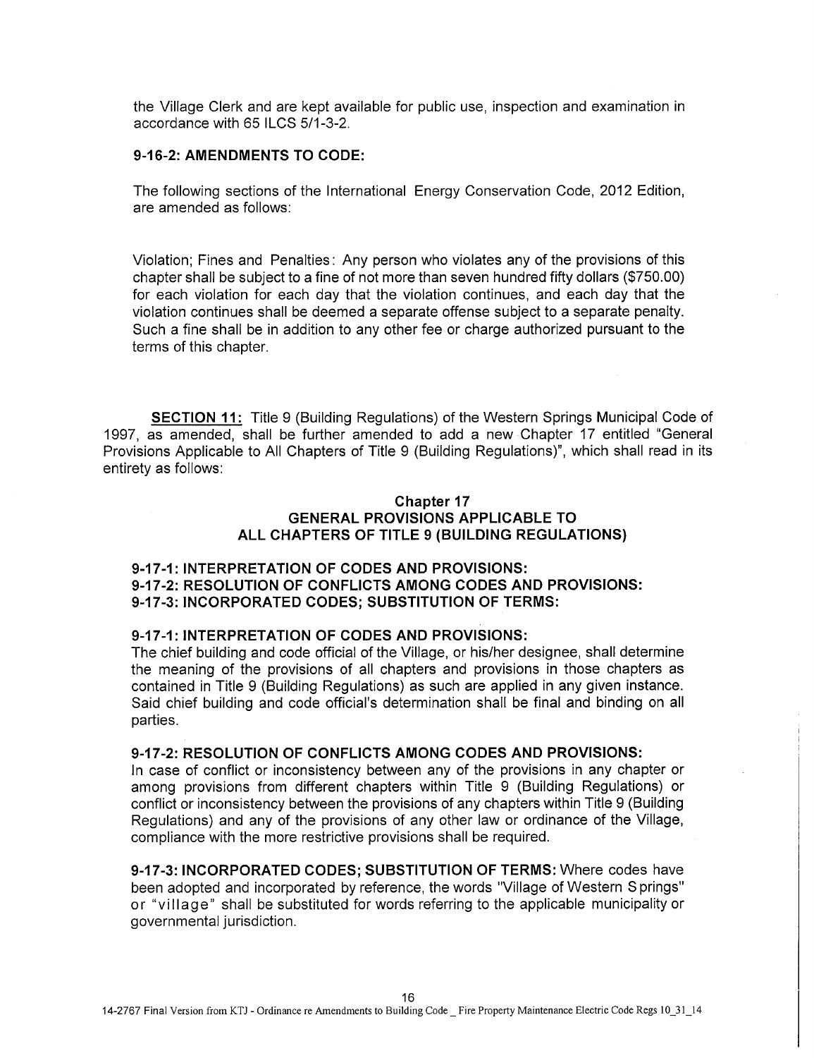the Village Clerk and are kept available for public use, inspection and examination in accordance with 65 ILCS 5/1-3-2.

**9-16-2: AMENDMENTS TO CODE:**

The following sections of the International Energy Conservation Code, 2012 Edition, are amended as follows:

Violation; Fines and Penalties: Any person who violates any of the provisions of this chapter shall be subject to a fine of not more than seven hundred fifty dollars ($750.00) for each violation for each day that the violation continues, and each day that the violation continues shall be deemed a separate offense subject to a separate penalty. Such a fine shall be in addition to any other fee or charge authorized pursuant to the terms of this chapter.

**SECTION 11:** Title 9 (Building Regulations) of the Western Springs Municipal Code of 1997, as amended, shall be further amended to add a new Chapter 17 entitled "General Provisions Applicable to All Chapters of Title 9 (Building Regulations)", which shall read in its entirety as follows:

**Chapter 17**
**GENERAL PROVISIONS APPLICABLE TO ALL CHAPTERS OF TITLE 9 (BUILDING REGULATIONS)**

**9-17-1: INTERPRETATION OF CODES AND PROVISIONS:**
**9-17-2: RESOLUTION OF CONFLICTS AMONG CODES AND PROVISIONS:**
**9-17-3: INCORPORATED CODES; SUBSTITUTION OF TERMS:**

**9-17-1: INTERPRETATION OF CODES AND PROVISIONS:**
The chief building and code official of the Village, or his/her designee, shall determine the meaning of the provisions of all chapters and provisions in those chapters as contained in Title 9 (Building Regulations) as such are applied in any given instance. Said chief building and code official's determination shall be final and binding on all parties.

**9-17-2: RESOLUTION OF CONFLICTS AMONG CODES AND PROVISIONS:**
In case of conflict or inconsistency between any of the provisions in any chapter or among provisions from different chapters within Title 9 (Building Regulations) or conflict or inconsistency between the provisions of any chapters within Title 9 (Building Regulations) and any of the provisions of any other law or ordinance of the Village, compliance with the more restrictive provisions shall be required.

**9-17-3: INCORPORATED CODES; SUBSTITUTION OF TERMS:** Where codes have been adopted and incorporated by reference, the words "Village of Western Springs" or "village" shall be substituted for words referring to the applicable municipality or governmental jurisdiction.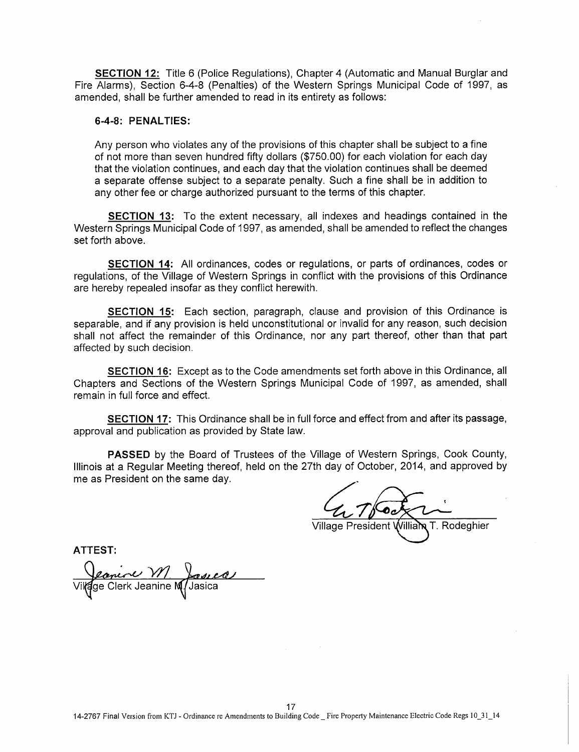**SECTION 12:** Title 6 (Police Regulations), Chapter 4 (Automatic and Manual Burglar and Fire Alarms), Section 6-4-8 (Penalties) of the Western Springs Municipal Code of 1997, as amended, shall be further amended to read in its entirety as follows:

**6-4-8: PENALTIES:**

Any person who violates any of the provisions of this chapter shall be subject to a fine of not more than seven hundred fifty dollars ($750.00) for each violation for each day that the violation continues, and each day that the violation continues shall be deemed a separate offense subject to a separate penalty. Such a fine shall be in addition to any other fee or charge authorized pursuant to the terms of this chapter.

**SECTION 13:** To the extent necessary, all indexes and headings contained in the Western Springs Municipal Code of 1997, as amended, shall be amended to reflect the changes set forth above.

**SECTION 14:** All ordinances, codes or regulations, or parts of ordinances, codes or regulations, of the Village of Western Springs in conflict with the provisions of this Ordinance are hereby repealed insofar as they conflict herewith.

**SECTION 15:** Each section, paragraph, clause and provision of this Ordinance is separable, and if any provision is held unconstitutional or invalid for any reason, such decision shall not affect the remainder of this Ordinance, nor any part thereof, other than that part affected by such decision.

**SECTION 16:** Except as to the Code amendments set forth above in this Ordinance, all Chapters and Sections of the Western Springs Municipal Code of 1997, as amended, shall remain in full force and effect.

**SECTION 17:** This Ordinance shall be in full force and effect from and after its passage, approval and publication as provided by State law.

**PASSED** by the Board of Trustees of the Village of Western Springs, Cook County, Illinois at a Regular Meeting thereof, held on the 27th day of October, 2014, and approved by me as President on the same day.

Village President William T. Rodeghier

**ATTEST:**

Village Clerk Jeanine M. Jasica

14-2767 Final Version from KTJ - Ordinance re Amendments to Building Code _ Fire Property Maintenance Electric Code Regs 10_31_14